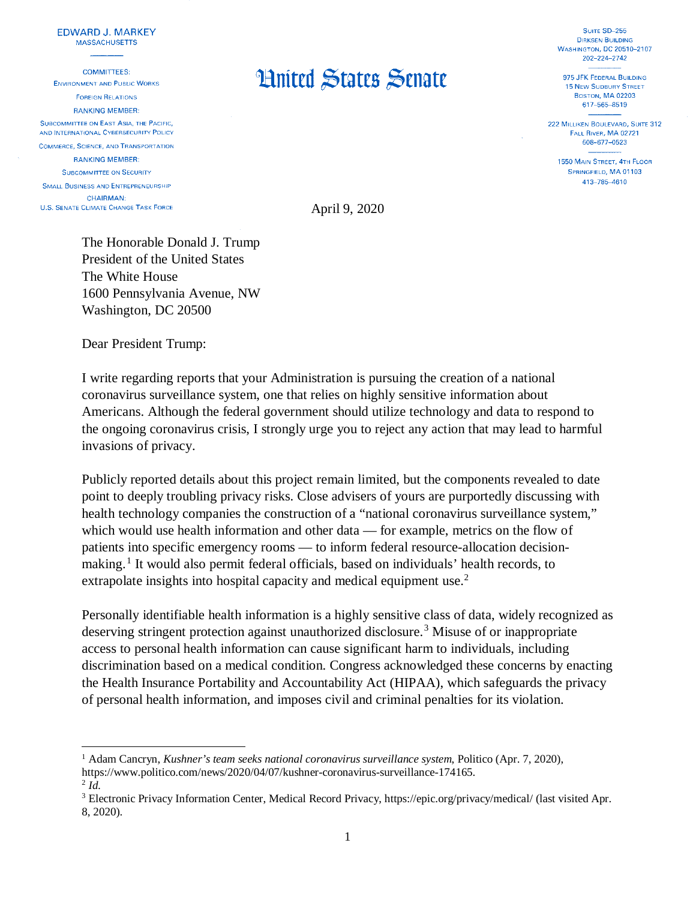EDWARD J. MARKEY
MASSACHUSETTS

COMMITTEES:
ENVIRONMENT AND PUBLIC WORKS
FOREIGN RELATIONS
RANKING MEMBER:
SUBCOMMITTEE ON EAST ASIA, THE PACIFIC, AND INTERNATIONAL CYBERSECURITY POLICY
COMMERCE, SCIENCE, AND TRANSPORTATION
RANKING MEMBER:
SUBCOMMITTEE ON SECURITY
SMALL BUSINESS AND ENTREPRENEURSHIP
CHAIRMAN:
U.S. SENATE CLIMATE CHANGE TASK FORCE

# United States Senate

SUITE SD–255
DIRKSEN BUILDING
WASHINGTON, DC 20510–2107
202–224–2742

975 JFK FEDERAL BUILDING
15 NEW SUDBURY STREET
BOSTON, MA 02203
617–565–8519

222 MILLIKEN BOULEVARD, SUITE 312
FALL RIVER, MA 02721
508–677–0523

1550 MAIN STREET, 4TH FLOOR
SPRINGFIELD, MA 01103
413–785–4610

April 9, 2020

The Honorable Donald J. Trump
President of the United States
The White House
1600 Pennsylvania Avenue, NW
Washington, DC 20500

Dear President Trump:

I write regarding reports that your Administration is pursuing the creation of a national coronavirus surveillance system, one that relies on highly sensitive information about Americans. Although the federal government should utilize technology and data to respond to the ongoing coronavirus crisis, I strongly urge you to reject any action that may lead to harmful invasions of privacy.

Publicly reported details about this project remain limited, but the components revealed to date point to deeply troubling privacy risks. Close advisers of yours are purportedly discussing with health technology companies the construction of a "national coronavirus surveillance system," which would use health information and other data — for example, metrics on the flow of patients into specific emergency rooms — to inform federal resource-allocation decision-making.[1] It would also permit federal officials, based on individuals' health records, to extrapolate insights into hospital capacity and medical equipment use.[2]

Personally identifiable health information is a highly sensitive class of data, widely recognized as deserving stringent protection against unauthorized disclosure.[3] Misuse of or inappropriate access to personal health information can cause significant harm to individuals, including discrimination based on a medical condition. Congress acknowledged these concerns by enacting the Health Insurance Portability and Accountability Act (HIPAA), which safeguards the privacy of personal health information, and imposes civil and criminal penalties for its violation.

---

[1] Adam Cancryn, *Kushner's team seeks national coronavirus surveillance system*, Politico (Apr. 7, 2020), https://www.politico.com/news/2020/04/07/kushner-coronavirus-surveillance-174165.

[2] *Id.*

[3] Electronic Privacy Information Center, Medical Record Privacy, https://epic.org/privacy/medical/ (last visited Apr. 8, 2020).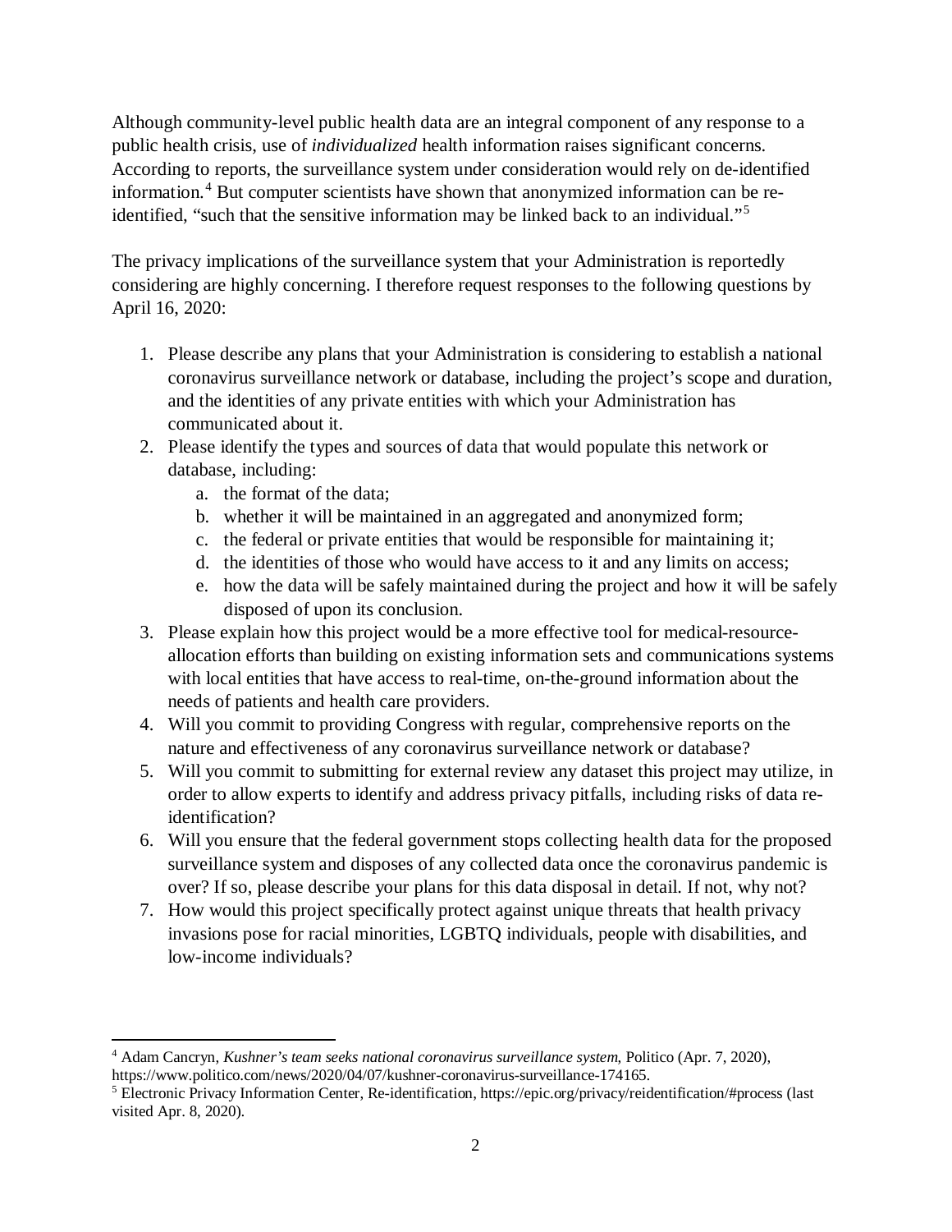Although community-level public health data are an integral component of any response to a public health crisis, use of *individualized* health information raises significant concerns. According to reports, the surveillance system under consideration would rely on de-identified information.[4] But computer scientists have shown that anonymized information can be re-identified, "such that the sensitive information may be linked back to an individual."[5]

The privacy implications of the surveillance system that your Administration is reportedly considering are highly concerning. I therefore request responses to the following questions by April 16, 2020:

1. Please describe any plans that your Administration is considering to establish a national coronavirus surveillance network or database, including the project's scope and duration, and the identities of any private entities with which your Administration has communicated about it.
2. Please identify the types and sources of data that would populate this network or database, including:
   a. the format of the data;
   b. whether it will be maintained in an aggregated and anonymized form;
   c. the federal or private entities that would be responsible for maintaining it;
   d. the identities of those who would have access to it and any limits on access;
   e. how the data will be safely maintained during the project and how it will be safely disposed of upon its conclusion.
3. Please explain how this project would be a more effective tool for medical-resource-allocation efforts than building on existing information sets and communications systems with local entities that have access to real-time, on-the-ground information about the needs of patients and health care providers.
4. Will you commit to providing Congress with regular, comprehensive reports on the nature and effectiveness of any coronavirus surveillance network or database?
5. Will you commit to submitting for external review any dataset this project may utilize, in order to allow experts to identify and address privacy pitfalls, including risks of data re-identification?
6. Will you ensure that the federal government stops collecting health data for the proposed surveillance system and disposes of any collected data once the coronavirus pandemic is over? If so, please describe your plans for this data disposal in detail. If not, why not?
7. How would this project specifically protect against unique threats that health privacy invasions pose for racial minorities, LGBTQ individuals, people with disabilities, and low-income individuals?

---

[4] Adam Cancryn, *Kushner's team seeks national coronavirus surveillance system*, Politico (Apr. 7, 2020), https://www.politico.com/news/2020/04/07/kushner-coronavirus-surveillance-174165.

[5] Electronic Privacy Information Center, Re-identification, https://epic.org/privacy/reidentification/#process (last visited Apr. 8, 2020).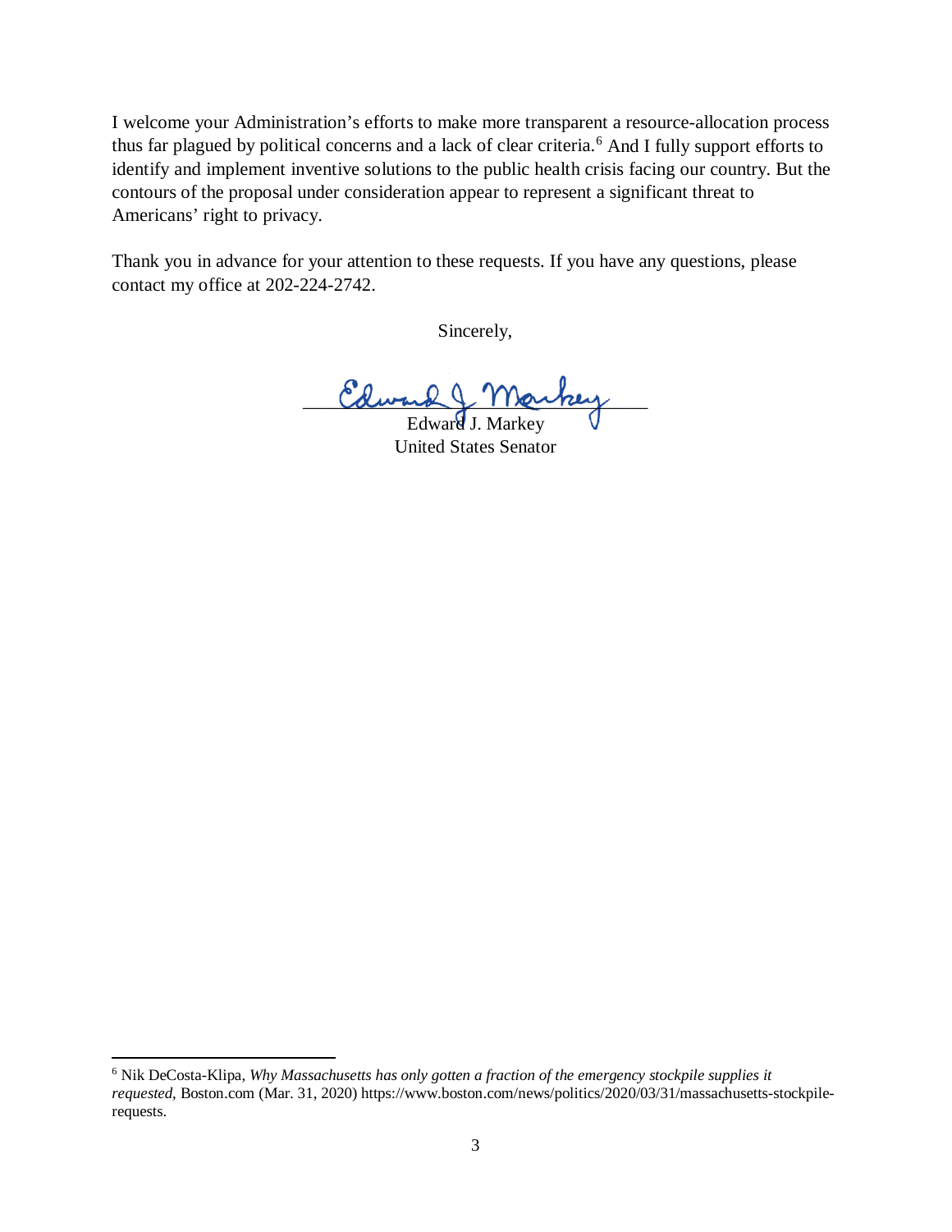I welcome your Administration's efforts to make more transparent a resource-allocation process thus far plagued by political concerns and a lack of clear criteria.[6] And I fully support efforts to identify and implement inventive solutions to the public health crisis facing our country. But the contours of the proposal under consideration appear to represent a significant threat to Americans' right to privacy.

Thank you in advance for your attention to these requests. If you have any questions, please contact my office at 202-224-2742.

Sincerely,

Edward J. Markey
United States Senator

---

[6] Nik DeCosta-Klipa, *Why Massachusetts has only gotten a fraction of the emergency stockpile supplies it requested*, Boston.com (Mar. 31, 2020) https://www.boston.com/news/politics/2020/03/31/massachusetts-stockpile-requests.